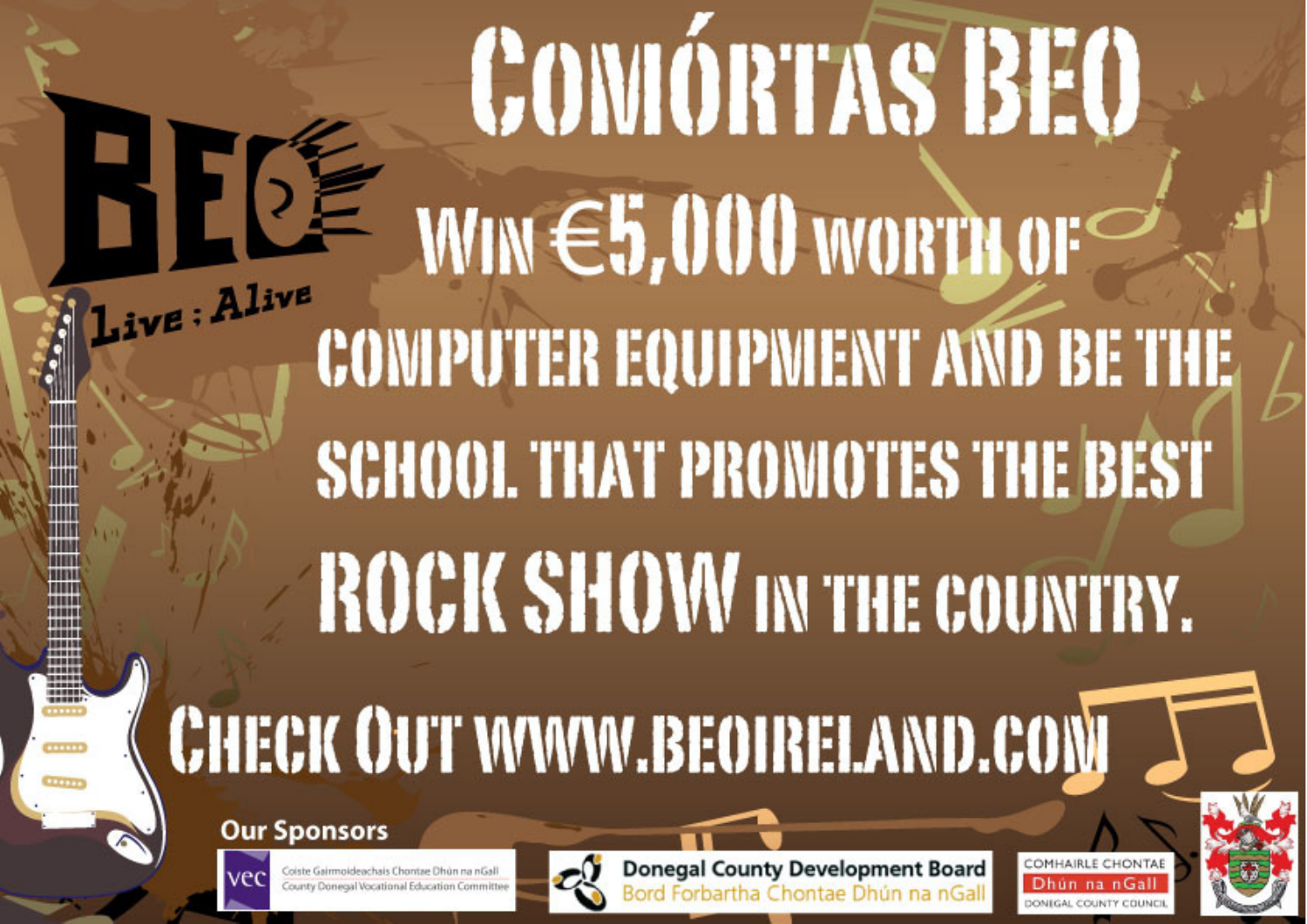# Comórtas BEO

BEO

Live : Alive

## Win €5,000 worth of computer equipment and be the school that promotes the best ROCK SHOW in the country.

## Check Out www.beoireland.com

**Our Sponsors**

vec — Coiste Gairmoideachais Chontae Dhún na nGall — County Donegal Vocational Education Committee

Donegal County Development Board — Bord Forbartha Chontae Dhún na nGall

Comhairle Chontae Dhún na nGall — Donegal County Council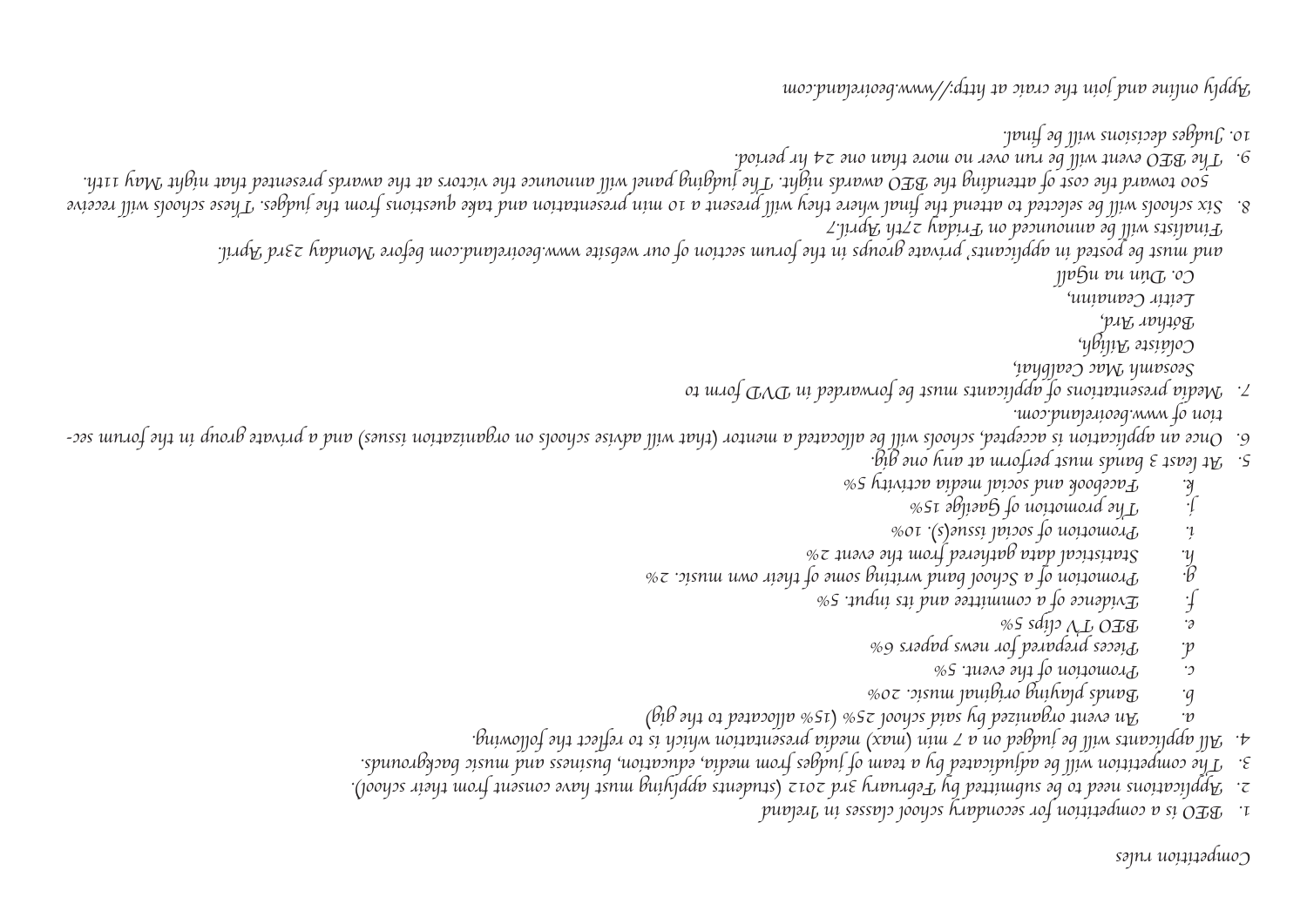Competition rules

1. BEO is a competition for secondary school classes in Ireland
2. Applications need to be submitted by February 3rd 2012 (students applying must have consent from their school).
3. The competition will be adjudicated by a team of judges from media, education, business and music backgrounds.
4. All applicants will be judged on a 7 min (max) media presentation which is to reflect the following.
   - a. An event organized by said school 25% (15% allocated to the gig)
   - b. Bands playing original music. 20%
   - c. Promotion of the event. 5%
   - d. Pieces prepared for news papers 6%
   - e. BEO TV clips 5%
   - f. Evidence of a committee and its input. 5%
   - g. Promotion of a School band writing some of their own music. 2%
   - h. Statistical data gathered from the event 2%
   - i. Promotion of social issue(s). 10%
   - j. The promotion of Gaeilge 15%
   - k. Facebook and social media activity 5%
5. At least 3 bands must perform at any one gig.
6. Once an application is accepted, schools will be allocated a mentor (that will advise schools on organization issues) and a private group in the forum section of www.beoireland.com.
7. Media presentations of applicants must be forwarded in DVD form to
   Seosamh Mac Ceallbhaí,
   Coláiste Ailigh,
   Bóthar Ard,
   Leitir Ceanainn,
   Co. Dún na nGall
   and must be posted in applicants' private groups in the forum section of our website www.beoireland.com before Monday 23rd April.
   Finalists will be announced on Friday 27th April.7
8. Six schools will be selected to attend the final where they will present a 10 min presentation and take questions from the judges. These schools will receive 500 toward the cost of attending the BEO awards night. The judging panel will announce the victors at the awards presented that night May 11th.
9. The BEO event will be run over no more than one 24 hr period.
10. Judges decisions will be final.

Apply online and join the craic at http://www.beoireland.com